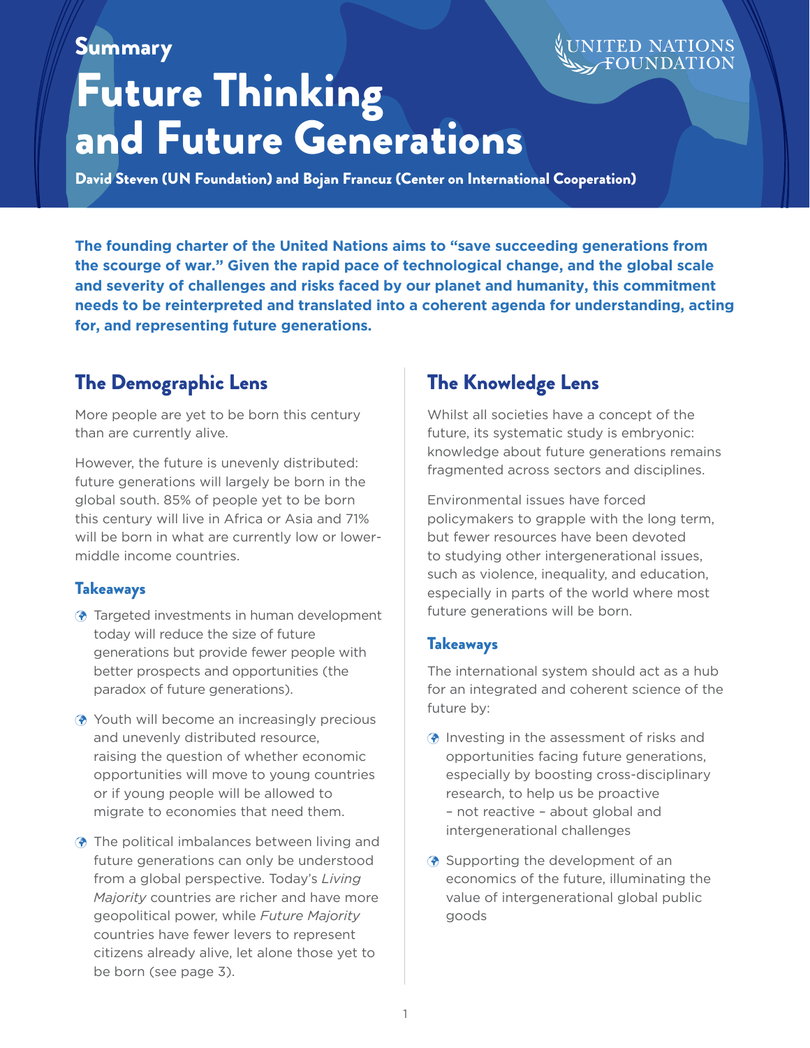Summary

# Future Thinking and Future Generations

UNITED NATIONS FOUNDATION

**David Steven (UN Foundation) and Bojan Francuz (Center on International Cooperation)**

**The founding charter of the United Nations aims to "save succeeding generations from the scourge of war." Given the rapid pace of technological change, and the global scale and severity of challenges and risks faced by our planet and humanity, this commitment needs to be reinterpreted and translated into a coherent agenda for understanding, acting for, and representing future generations.**

## The Demographic Lens

More people are yet to be born this century than are currently alive.

However, the future is unevenly distributed: future generations will largely be born in the global south. 85% of people yet to be born this century will live in Africa or Asia and 71% will be born in what are currently low or lower-middle income countries.

### Takeaways

- Targeted investments in human development today will reduce the size of future generations but provide fewer people with better prospects and opportunities (the paradox of future generations).
- Youth will become an increasingly precious and unevenly distributed resource, raising the question of whether economic opportunities will move to young countries or if young people will be allowed to migrate to economies that need them.
- The political imbalances between living and future generations can only be understood from a global perspective. Today's *Living Majority* countries are richer and have more geopolitical power, while *Future Majority* countries have fewer levers to represent citizens already alive, let alone those yet to be born (see page 3).

## The Knowledge Lens

Whilst all societies have a concept of the future, its systematic study is embryonic: knowledge about future generations remains fragmented across sectors and disciplines.

Environmental issues have forced policymakers to grapple with the long term, but fewer resources have been devoted to studying other intergenerational issues, such as violence, inequality, and education, especially in parts of the world where most future generations will be born.

### Takeaways

The international system should act as a hub for an integrated and coherent science of the future by:

- Investing in the assessment of risks and opportunities facing future generations, especially by boosting cross-disciplinary research, to help us be proactive – not reactive – about global and intergenerational challenges
- Supporting the development of an economics of the future, illuminating the value of intergenerational global public goods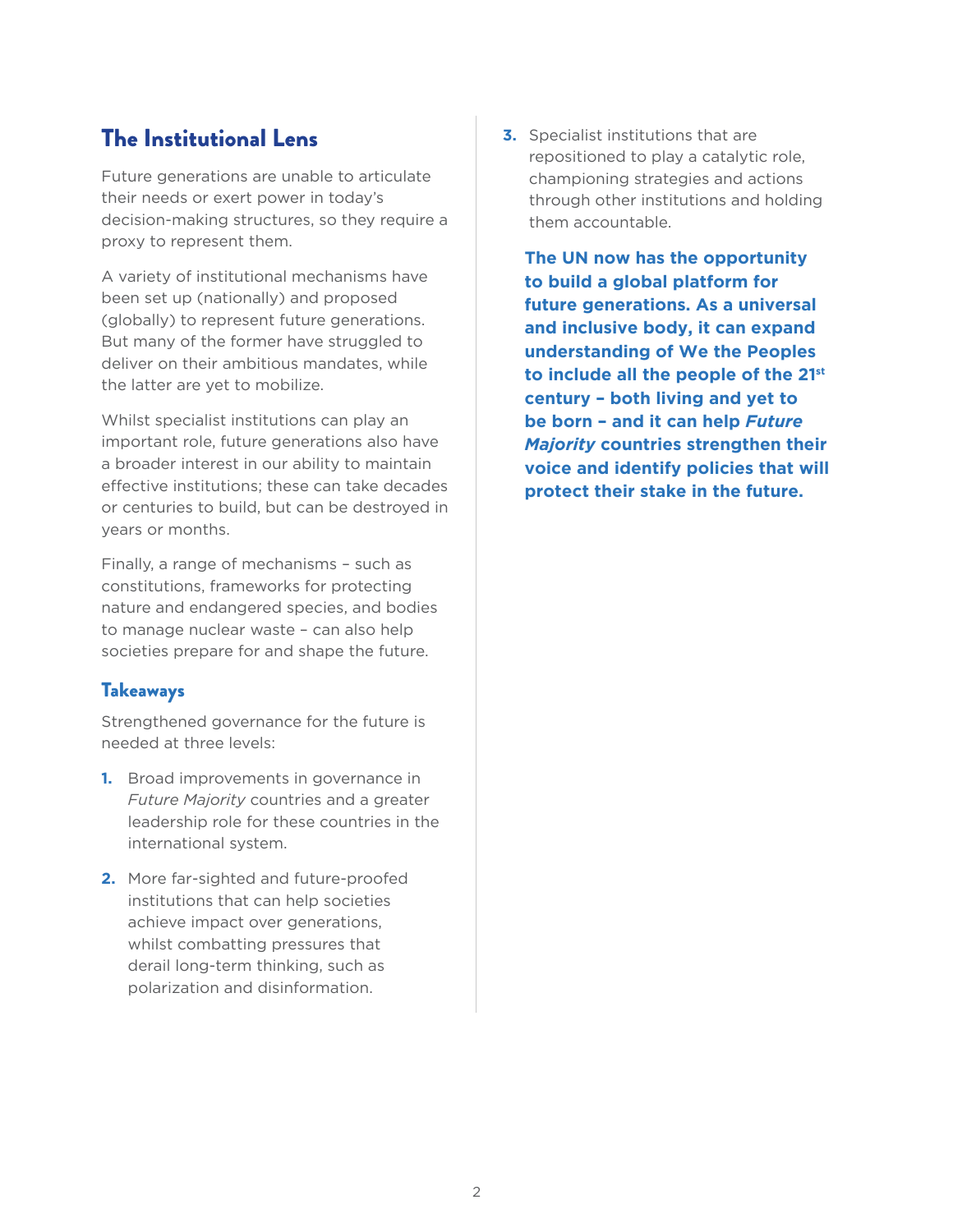## The Institutional Lens

Future generations are unable to articulate their needs or exert power in today's decision-making structures, so they require a proxy to represent them.

A variety of institutional mechanisms have been set up (nationally) and proposed (globally) to represent future generations. But many of the former have struggled to deliver on their ambitious mandates, while the latter are yet to mobilize.

Whilst specialist institutions can play an important role, future generations also have a broader interest in our ability to maintain effective institutions; these can take decades or centuries to build, but can be destroyed in years or months.

Finally, a range of mechanisms – such as constitutions, frameworks for protecting nature and endangered species, and bodies to manage nuclear waste – can also help societies prepare for and shape the future.

### Takeaways

Strengthened governance for the future is needed at three levels:

1. Broad improvements in governance in *Future Majority* countries and a greater leadership role for these countries in the international system.
2. More far-sighted and future-proofed institutions that can help societies achieve impact over generations, whilst combatting pressures that derail long-term thinking, such as polarization and disinformation.
3. Specialist institutions that are repositioned to play a catalytic role, championing strategies and actions through other institutions and holding them accountable.

**The UN now has the opportunity to build a global platform for future generations. As a universal and inclusive body, it can expand understanding of We the Peoples to include all the people of the 21st century – both living and yet to be born – and it can help *Future Majority* countries strengthen their voice and identify policies that will protect their stake in the future.**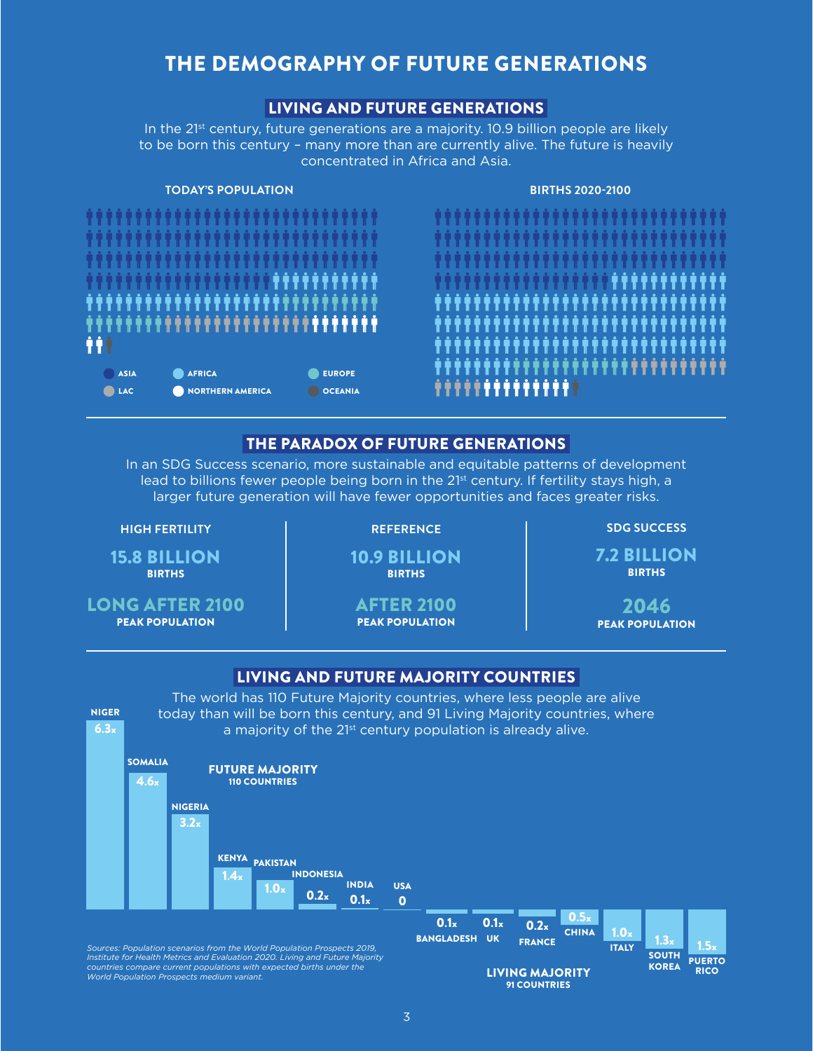# THE DEMOGRAPHY OF FUTURE GENERATIONS

## LIVING AND FUTURE GENERATIONS

In the 21[st] century, future generations are a majority. 10.9 billion people are likely to be born this century – many more than are currently alive. The future is heavily concentrated in Africa and Asia.

TODAY'S POPULATION

BIRTHS 2020-2100

ASIA
AFRICA
EUROPE
LAC
NORTHERN AMERICA
OCEANIA

## THE PARADOX OF FUTURE GENERATIONS

In an SDG Success scenario, more sustainable and equitable patterns of development lead to billions fewer people being born in the 21[st] century. If fertility stays high, a larger future generation will have fewer opportunities and faces greater risks.

| HIGH FERTILITY | REFERENCE | SDG SUCCESS |
|---|---|---|
| **15.8 BILLION** BIRTHS | **10.9 BILLION** BIRTHS | **7.2 BILLION** BIRTHS |
| **LONG AFTER 2100** PEAK POPULATION | **AFTER 2100** PEAK POPULATION | **2046** PEAK POPULATION |

## LIVING AND FUTURE MAJORITY COUNTRIES

The world has 110 Future Majority countries, where less people are alive today than will be born this century, and 91 Living Majority countries, where a majority of the 21[st] century population is already alive.

**FUTURE MAJORITY**
110 COUNTRIES

NIGER 6.3x
SOMALIA 4.6x
NIGERIA 3.2x
KENYA 1.4x
PAKISTAN 1.0x
INDONESIA 0.2x
INDIA 0.1x
USA 0

BANGLADESH 0.1x
UK 0.1x
FRANCE 0.2x
CHINA 0.5x
ITALY 1.0x
SOUTH KOREA 1.3x
PUERTO RICO 1.5x

**LIVING MAJORITY**
91 COUNTRIES

*Sources: Population scenarios from the World Population Prospects 2019, Institute for Health Metrics and Evaluation 2020. Living and Future Majority countries compare current populations with expected births under the World Population Prospects medium variant.*